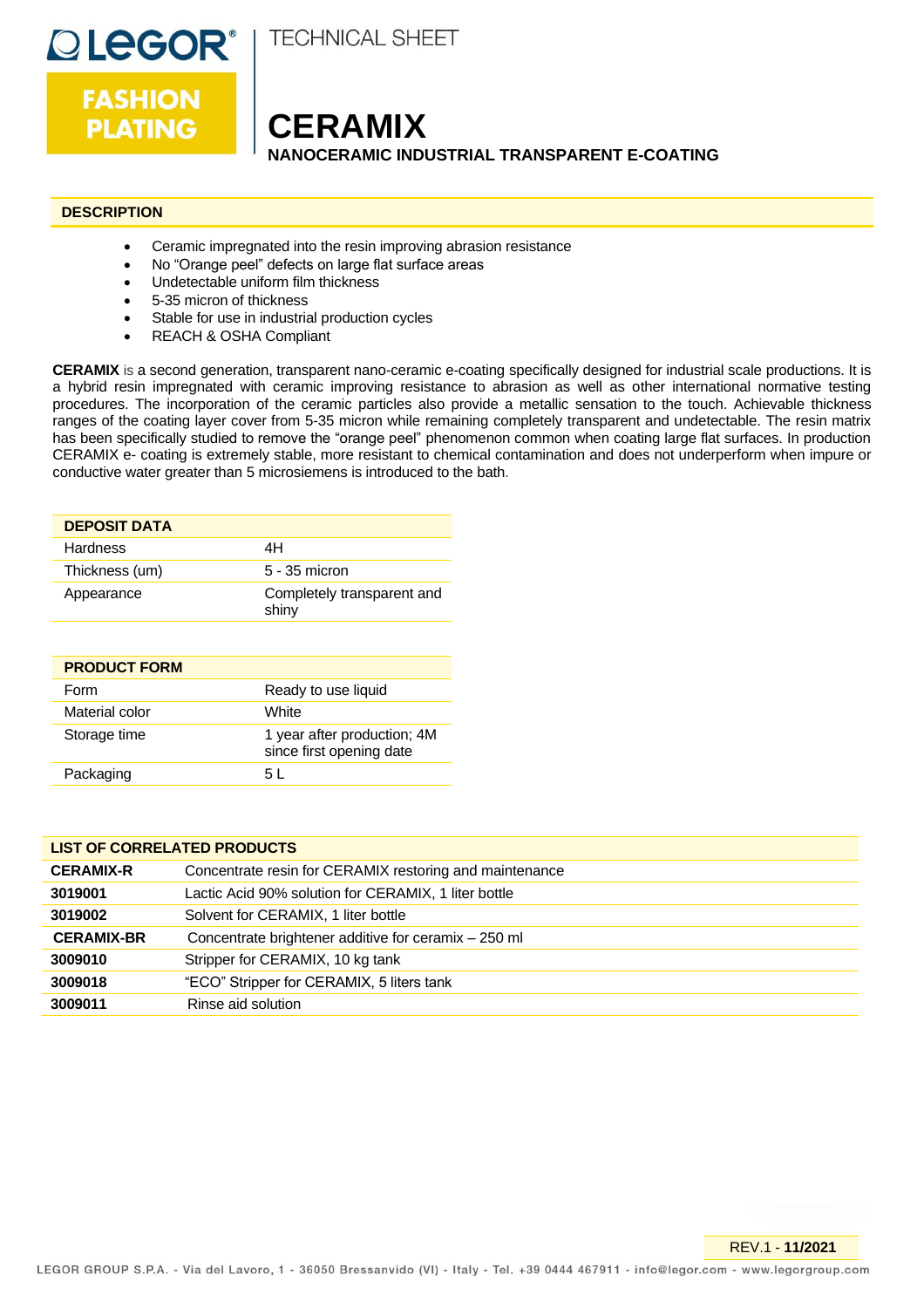LEGOR® FASHION PLATING

TECHNICAL SHEET

# CERAMIX

**NANOCERAMIC INDUSTRIAL TRANSPARENT E-COATING**

## DESCRIPTION

- Ceramic impregnated into the resin improving abrasion resistance
- No "Orange peel" defects on large flat surface areas
- Undetectable uniform film thickness
- 5-35 micron of thickness
- Stable for use in industrial production cycles
- REACH & OSHA Compliant

**CERAMIX** is a second generation, transparent nano-ceramic e-coating specifically designed for industrial scale productions. It is a hybrid resin impregnated with ceramic improving resistance to abrasion as well as other international normative testing procedures. The incorporation of the ceramic particles also provide a metallic sensation to the touch. Achievable thickness ranges of the coating layer cover from 5-35 micron while remaining completely transparent and undetectable. The resin matrix has been specifically studied to remove the "orange peel" phenomenon common when coating large flat surfaces. In production CERAMIX e- coating is extremely stable, more resistant to chemical contamination and does not underperform when impure or conductive water greater than 5 microsiemens is introduced to the bath.

| DEPOSIT DATA | |
|---|---|
| Hardness | 4H |
| Thickness (um) | 5 - 35 micron |
| Appearance | Completely transparent and shiny |

| PRODUCT FORM | |
|---|---|
| Form | Ready to use liquid |
| Material color | White |
| Storage time | 1 year after production; 4M since first opening date |
| Packaging | 5 L |

| LIST OF CORRELATED PRODUCTS | |
|---|---|
| **CERAMIX-R** | Concentrate resin for CERAMIX restoring and maintenance |
| **3019001** | Lactic Acid 90% solution for CERAMIX, 1 liter bottle |
| **3019002** | Solvent for CERAMIX, 1 liter bottle |
| **CERAMIX-BR** | Concentrate brightener additive for ceramix – 250 ml |
| **3009010** | Stripper for CERAMIX, 10 kg tank |
| **3009018** | "ECO" Stripper for CERAMIX, 5 liters tank |
| **3009011** | Rinse aid solution |

REV.1 - **11/2021**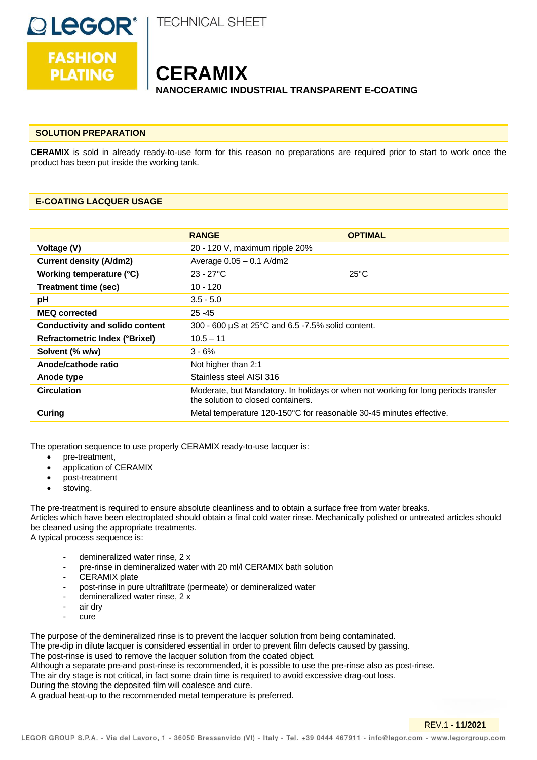# CERAMIX

**NANOCERAMIC INDUSTRIAL TRANSPARENT E-COATING**

## SOLUTION PREPARATION

**CERAMIX** is sold in already ready-to-use form for this reason no preparations are required prior to start to work once the product has been put inside the working tank.

## E-COATING LACQUER USAGE

| | RANGE | OPTIMAL |
|---|---|---|
| **Voltage (V)** | 20 - 120 V, maximum ripple 20% | |
| **Current density (A/dm2)** | Average 0.05 – 0.1 A/dm2 | |
| **Working temperature (°C)** | 23 - 27°C | 25°C |
| **Treatment time (sec)** | 10 - 120 | |
| **pH** | 3.5 - 5.0 | |
| **MEQ corrected** | 25 -45 | |
| **Conductivity and solido content** | 300 - 600 µS at 25°C and 6.5 -7.5% solid content. | |
| **Refractometric Index (°Brixel)** | 10.5 – 11 | |
| **Solvent (% w/w)** | 3 - 6% | |
| **Anode/cathode ratio** | Not higher than 2:1 | |
| **Anode type** | Stainless steel AISI 316 | |
| **Circulation** | Moderate, but Mandatory. In holidays or when not working for long periods transfer the solution to closed containers. | |
| **Curing** | Metal temperature 120-150°C for reasonable 30-45 minutes effective. | |

The operation sequence to use properly CERAMIX ready-to-use lacquer is:

- pre-treatment,
- application of CERAMIX
- post-treatment
- stoving.

The pre-treatment is required to ensure absolute cleanliness and to obtain a surface free from water breaks.
Articles which have been electroplated should obtain a final cold water rinse. Mechanically polished or untreated articles should be cleaned using the appropriate treatments.
A typical process sequence is:

- demineralized water rinse, 2 x
- pre-rinse in demineralized water with 20 ml/l CERAMIX bath solution
- CERAMIX plate
- post-rinse in pure ultrafiltrate (permeate) or demineralized water
- demineralized water rinse, 2 x
- air dry
- cure

The purpose of the demineralized rinse is to prevent the lacquer solution from being contaminated.
The pre-dip in dilute lacquer is considered essential in order to prevent film defects caused by gassing.
The post-rinse is used to remove the lacquer solution from the coated object.
Although a separate pre-and post-rinse is recommended, it is possible to use the pre-rinse also as post-rinse.
The air dry stage is not critical, in fact some drain time is required to avoid excessive drag-out loss.
During the stoving the deposited film will coalesce and cure.
A gradual heat-up to the recommended metal temperature is preferred.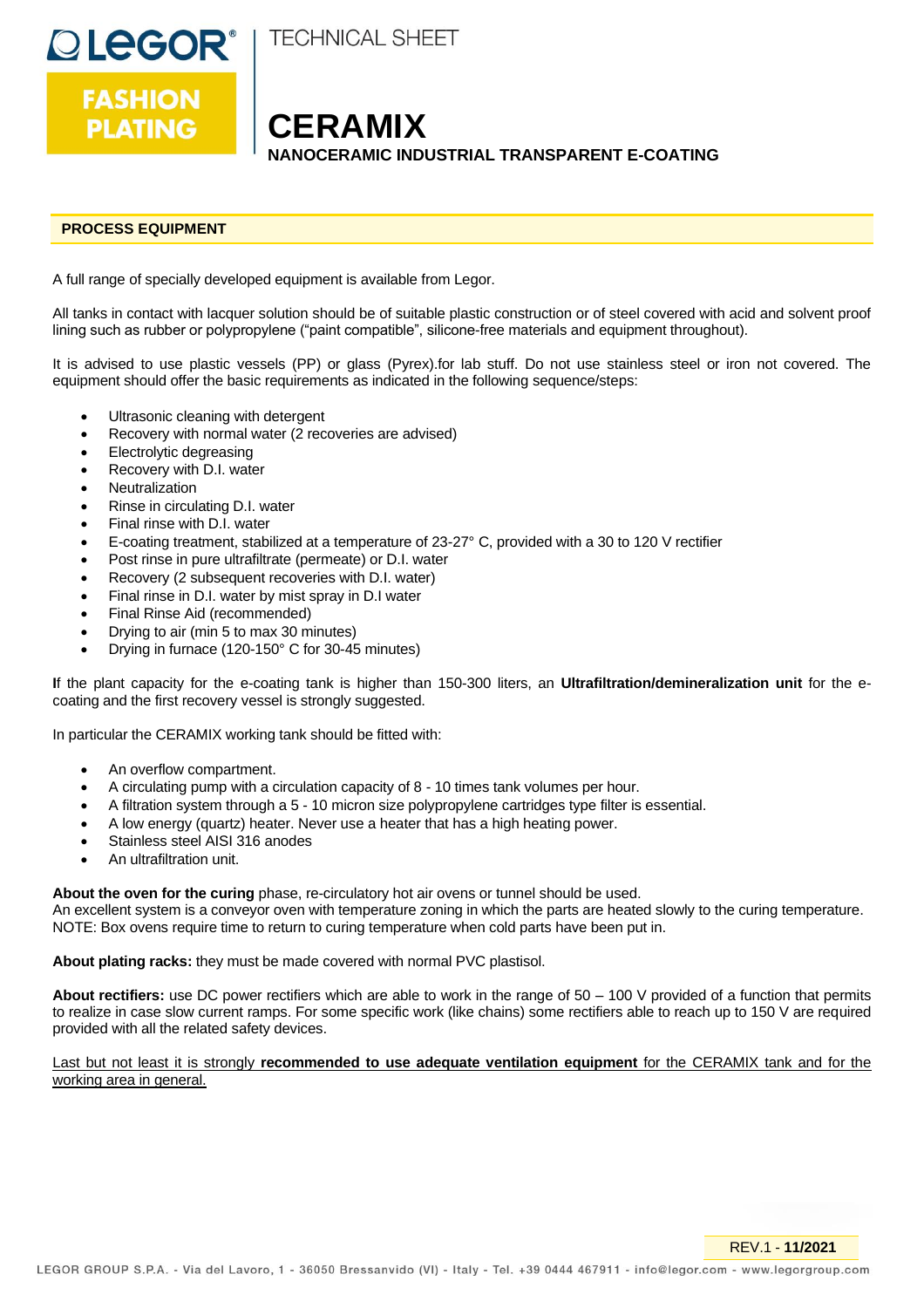## PROCESS EQUIPMENT

A full range of specially developed equipment is available from Legor.

All tanks in contact with lacquer solution should be of suitable plastic construction or of steel covered with acid and solvent proof lining such as rubber or polypropylene ("paint compatible", silicone-free materials and equipment throughout).

It is advised to use plastic vessels (PP) or glass (Pyrex).for lab stuff. Do not use stainless steel or iron not covered. The equipment should offer the basic requirements as indicated in the following sequence/steps:

- Ultrasonic cleaning with detergent
- Recovery with normal water (2 recoveries are advised)
- Electrolytic degreasing
- Recovery with D.I. water
- Neutralization
- Rinse in circulating D.I. water
- Final rinse with D.I. water
- E-coating treatment, stabilized at a temperature of 23-27° C, provided with a 30 to 120 V rectifier
- Post rinse in pure ultrafiltrate (permeate) or D.I. water
- Recovery (2 subsequent recoveries with D.I. water)
- Final rinse in D.I. water by mist spray in D.I water
- Final Rinse Aid (recommended)
- Drying to air (min 5 to max 30 minutes)
- Drying in furnace (120-150° C for 30-45 minutes)

**I**f the plant capacity for the e-coating tank is higher than 150-300 liters, an **Ultrafiltration/demineralization unit** for the e-coating and the first recovery vessel is strongly suggested.

In particular the CERAMIX working tank should be fitted with:

- An overflow compartment.
- A circulating pump with a circulation capacity of 8 - 10 times tank volumes per hour.
- A filtration system through a 5 - 10 micron size polypropylene cartridges type filter is essential.
- A low energy (quartz) heater. Never use a heater that has a high heating power.
- Stainless steel AISI 316 anodes
- An ultrafiltration unit.

**About the oven for the curing** phase, re-circulatory hot air ovens or tunnel should be used.
An excellent system is a conveyor oven with temperature zoning in which the parts are heated slowly to the curing temperature.
NOTE: Box ovens require time to return to curing temperature when cold parts have been put in.

**About plating racks:** they must be made covered with normal PVC plastisol.

**About rectifiers:** use DC power rectifiers which are able to work in the range of 50 – 100 V provided of a function that permits to realize in case slow current ramps. For some specific work (like chains) some rectifiers able to reach up to 150 V are required provided with all the related safety devices.

Last but not least it is strongly **recommended to use adequate ventilation equipment** for the CERAMIX tank and for the working area in general.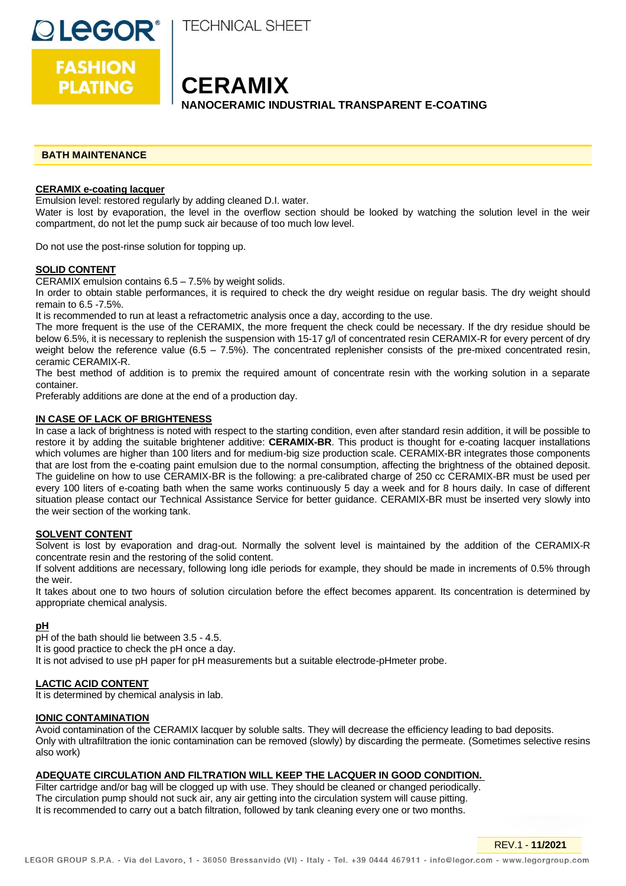# CERAMIX

**NANOCERAMIC INDUSTRIAL TRANSPARENT E-COATING**

## BATH MAINTENANCE

**CERAMIX e-coating lacquer**

Emulsion level: restored regularly by adding cleaned D.I. water.

Water is lost by evaporation, the level in the overflow section should be looked by watching the solution level in the weir compartment, do not let the pump suck air because of too much low level.

Do not use the post-rinse solution for topping up.

**SOLID CONTENT**

CERAMIX emulsion contains 6.5 – 7.5% by weight solids.

In order to obtain stable performances, it is required to check the dry weight residue on regular basis. The dry weight should remain to 6.5 -7.5%.

It is recommended to run at least a refractometric analysis once a day, according to the use.

The more frequent is the use of the CERAMIX, the more frequent the check could be necessary. If the dry residue should be below 6.5%, it is necessary to replenish the suspension with 15-17 g/l of concentrated resin CERAMIX-R for every percent of dry weight below the reference value (6.5 – 7.5%). The concentrated replenisher consists of the pre-mixed concentrated resin, ceramic CERAMIX-R.

The best method of addition is to premix the required amount of concentrate resin with the working solution in a separate container.

Preferably additions are done at the end of a production day.

**IN CASE OF LACK OF BRIGHTENESS**

In case a lack of brightness is noted with respect to the starting condition, even after standard resin addition, it will be possible to restore it by adding the suitable brightener additive: **CERAMIX-BR**. This product is thought for e-coating lacquer installations which volumes are higher than 100 liters and for medium-big size production scale. CERAMIX-BR integrates those components that are lost from the e-coating paint emulsion due to the normal consumption, affecting the brightness of the obtained deposit. The guideline on how to use CERAMIX-BR is the following: a pre-calibrated charge of 250 cc CERAMIX-BR must be used per every 100 liters of e-coating bath when the same works continuously 5 day a week and for 8 hours daily. In case of different situation please contact our Technical Assistance Service for better guidance. CERAMIX-BR must be inserted very slowly into the weir section of the working tank.

**SOLVENT CONTENT**

Solvent is lost by evaporation and drag-out. Normally the solvent level is maintained by the addition of the CERAMIX-R concentrate resin and the restoring of the solid content.

If solvent additions are necessary, following long idle periods for example, they should be made in increments of 0.5% through the weir.

It takes about one to two hours of solution circulation before the effect becomes apparent. Its concentration is determined by appropriate chemical analysis.

**pH**

pH of the bath should lie between 3.5 - 4.5.

It is good practice to check the pH once a day.

It is not advised to use pH paper for pH measurements but a suitable electrode-pHmeter probe.

**LACTIC ACID CONTENT**

It is determined by chemical analysis in lab.

**IONIC CONTAMINATION**

Avoid contamination of the CERAMIX lacquer by soluble salts. They will decrease the efficiency leading to bad deposits.

Only with ultrafiltration the ionic contamination can be removed (slowly) by discarding the permeate. (Sometimes selective resins also work)

**ADEQUATE CIRCULATION AND FILTRATION WILL KEEP THE LACQUER IN GOOD CONDITION.**

Filter cartridge and/or bag will be clogged up with use. They should be cleaned or changed periodically.

The circulation pump should not suck air, any air getting into the circulation system will cause pitting.

It is recommended to carry out a batch filtration, followed by tank cleaning every one or two months.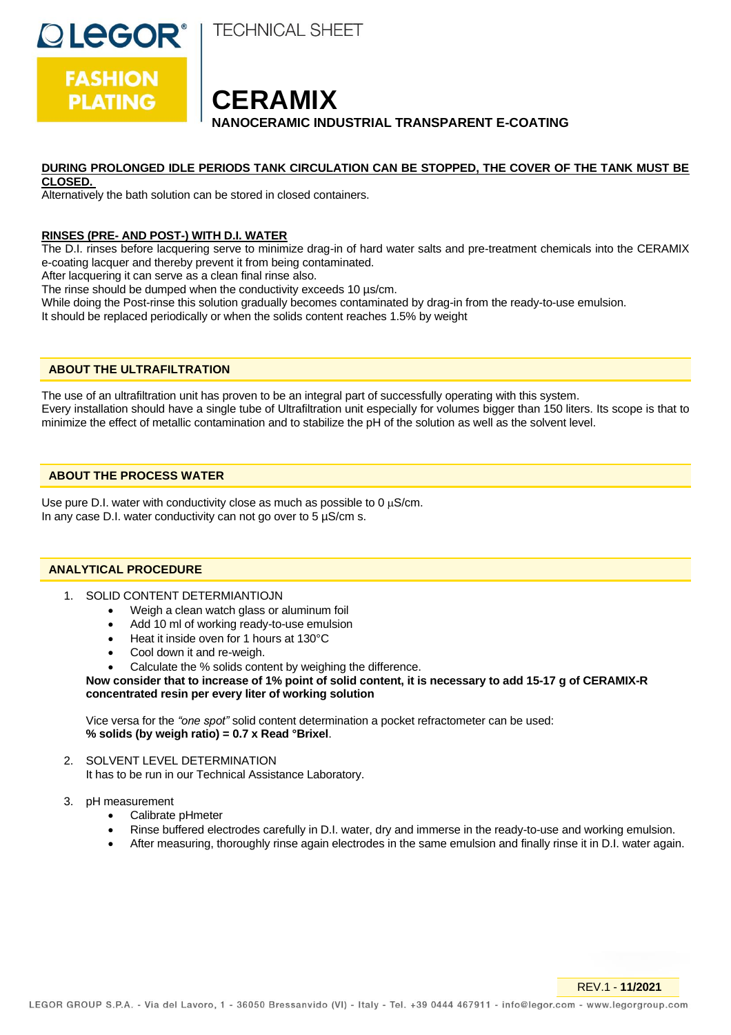**DURING PROLONGED IDLE PERIODS TANK CIRCULATION CAN BE STOPPED, THE COVER OF THE TANK MUST BE CLOSED.**

Alternatively the bath solution can be stored in closed containers.

**RINSES (PRE- AND POST-) WITH D.I. WATER**

The D.I. rinses before lacquering serve to minimize drag-in of hard water salts and pre-treatment chemicals into the CERAMIX e-coating lacquer and thereby prevent it from being contaminated.
After lacquering it can serve as a clean final rinse also.
The rinse should be dumped when the conductivity exceeds 10 µs/cm.
While doing the Post-rinse this solution gradually becomes contaminated by drag-in from the ready-to-use emulsion.
It should be replaced periodically or when the solids content reaches 1.5% by weight

## ABOUT THE ULTRAFILTRATION

The use of an ultrafiltration unit has proven to be an integral part of successfully operating with this system.
Every installation should have a single tube of Ultrafiltration unit especially for volumes bigger than 150 liters. Its scope is that to minimize the effect of metallic contamination and to stabilize the pH of the solution as well as the solvent level.

## ABOUT THE PROCESS WATER

Use pure D.I. water with conductivity close as much as possible to 0 µS/cm.
In any case D.I. water conductivity can not go over to 5 µS/cm s.

## ANALYTICAL PROCEDURE

1. SOLID CONTENT DETERMIANTIOJN
   - Weigh a clean watch glass or aluminum foil
   - Add 10 ml of working ready-to-use emulsion
   - Heat it inside oven for 1 hours at 130°C
   - Cool down it and re-weigh.
   - Calculate the % solids content by weighing the difference.

   **Now consider that to increase of 1% point of solid content, it is necessary to add 15-17 g of CERAMIX-R concentrated resin per every liter of working solution**

   Vice versa for the *"one spot"* solid content determination a pocket refractometer can be used:
   **% solids (by weigh ratio) = 0.7 x Read °Brixel**.

2. SOLVENT LEVEL DETERMINATION
   It has to be run in our Technical Assistance Laboratory.

3. pH measurement
   - Calibrate pHmeter
   - Rinse buffered electrodes carefully in D.I. water, dry and immerse in the ready-to-use and working emulsion.
   - After measuring, thoroughly rinse again electrodes in the same emulsion and finally rinse it in D.I. water again.

REV.1 - **11/2021**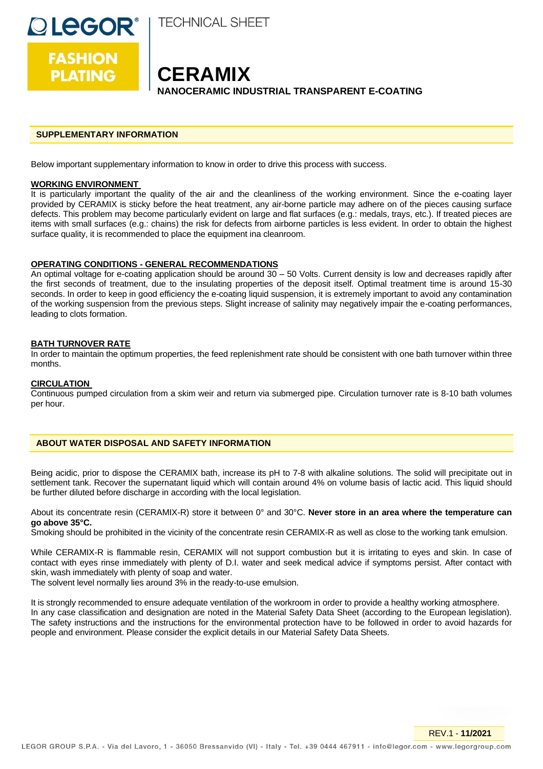# CERAMIX

**NANOCERAMIC INDUSTRIAL TRANSPARENT E-COATING**

## SUPPLEMENTARY INFORMATION

Below important supplementary information to know in order to drive this process with success.

### WORKING ENVIRONMENT

It is particularly important the quality of the air and the cleanliness of the working environment. Since the e-coating layer provided by CERAMIX is sticky before the heat treatment, any air-borne particle may adhere on of the pieces causing surface defects. This problem may become particularly evident on large and flat surfaces (e.g.: medals, trays, etc.). If treated pieces are items with small surfaces (e.g.: chains) the risk for defects from airborne particles is less evident. In order to obtain the highest surface quality, it is recommended to place the equipment ina cleanroom.

### OPERATING CONDITIONS - GENERAL RECOMMENDATIONS

An optimal voltage for e-coating application should be around 30 – 50 Volts. Current density is low and decreases rapidly after the first seconds of treatment, due to the insulating properties of the deposit itself. Optimal treatment time is around 15-30 seconds. In order to keep in good efficiency the e-coating liquid suspension, it is extremely important to avoid any contamination of the working suspension from the previous steps. Slight increase of salinity may negatively impair the e-coating performances, leading to clots formation.

### BATH TURNOVER RATE

In order to maintain the optimum properties, the feed replenishment rate should be consistent with one bath turnover within three months.

### CIRCULATION

Continuous pumped circulation from a skim weir and return via submerged pipe. Circulation turnover rate is 8-10 bath volumes per hour.

## ABOUT WATER DISPOSAL AND SAFETY INFORMATION

Being acidic, prior to dispose the CERAMIX bath, increase its pH to 7-8 with alkaline solutions. The solid will precipitate out in settlement tank. Recover the supernatant liquid which will contain around 4% on volume basis of lactic acid. This liquid should be further diluted before discharge in according with the local legislation.

About its concentrate resin (CERAMIX-R) store it between 0° and 30°C. **Never store in an area where the temperature can go above 35°C.**
Smoking should be prohibited in the vicinity of the concentrate resin CERAMIX-R as well as close to the working tank emulsion.

While CERAMIX-R is flammable resin, CERAMIX will not support combustion but it is irritating to eyes and skin. In case of contact with eyes rinse immediately with plenty of D.I. water and seek medical advice if symptoms persist. After contact with skin, wash immediately with plenty of soap and water.
The solvent level normally lies around 3% in the ready-to-use emulsion.

It is strongly recommended to ensure adequate ventilation of the workroom in order to provide a healthy working atmosphere.
In any case classification and designation are noted in the Material Safety Data Sheet (according to the European legislation). The safety instructions and the instructions for the environmental protection have to be followed in order to avoid hazards for people and environment. Please consider the explicit details in our Material Safety Data Sheets.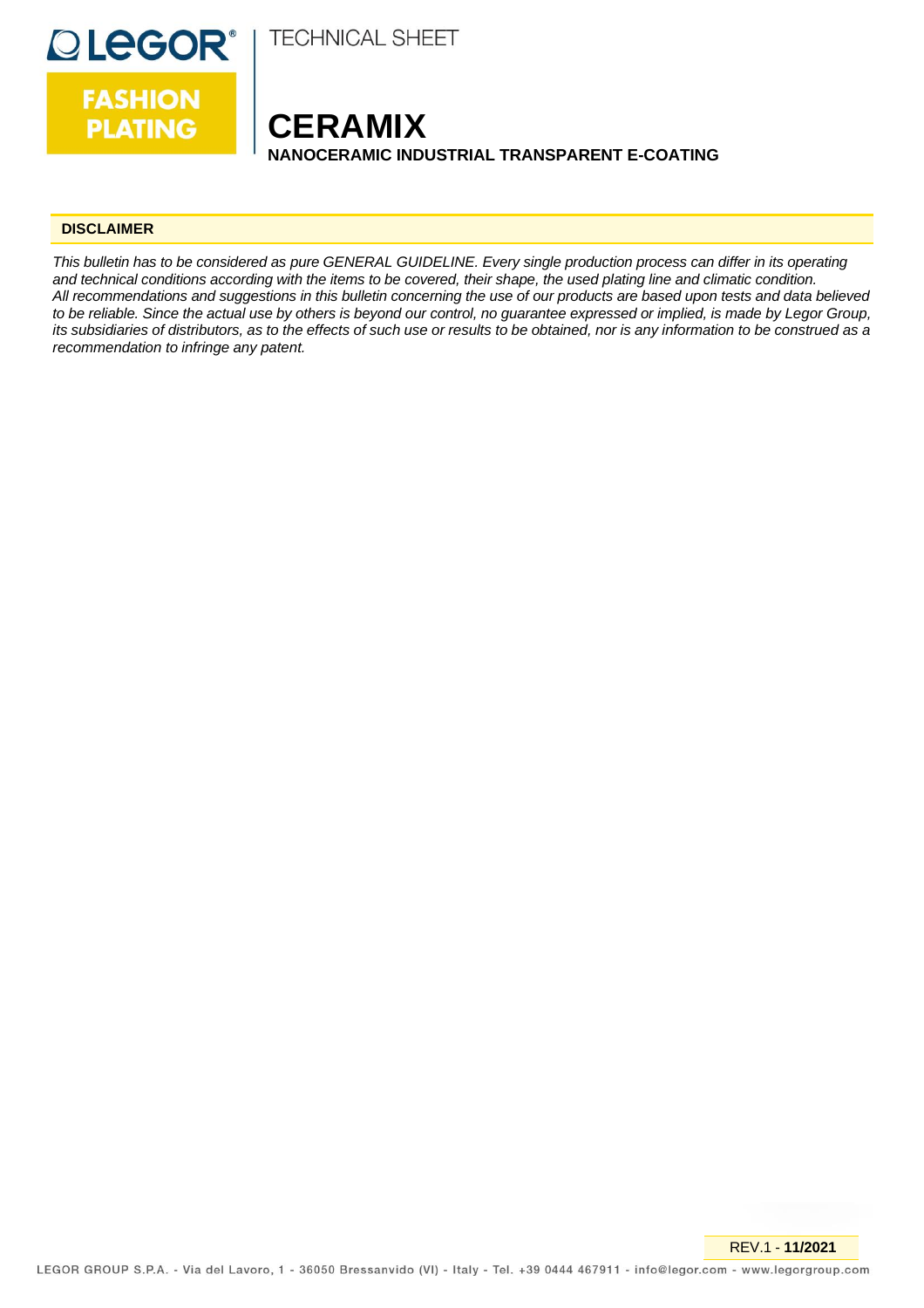## DISCLAIMER

*This bulletin has to be considered as pure GENERAL GUIDELINE. Every single production process can differ in its operating and technical conditions according with the items to be covered, their shape, the used plating line and climatic condition.*
*All recommendations and suggestions in this bulletin concerning the use of our products are based upon tests and data believed to be reliable. Since the actual use by others is beyond our control, no guarantee expressed or implied, is made by Legor Group, its subsidiaries of distributors, as to the effects of such use or results to be obtained, nor is any information to be construed as a recommendation to infringe any patent.*